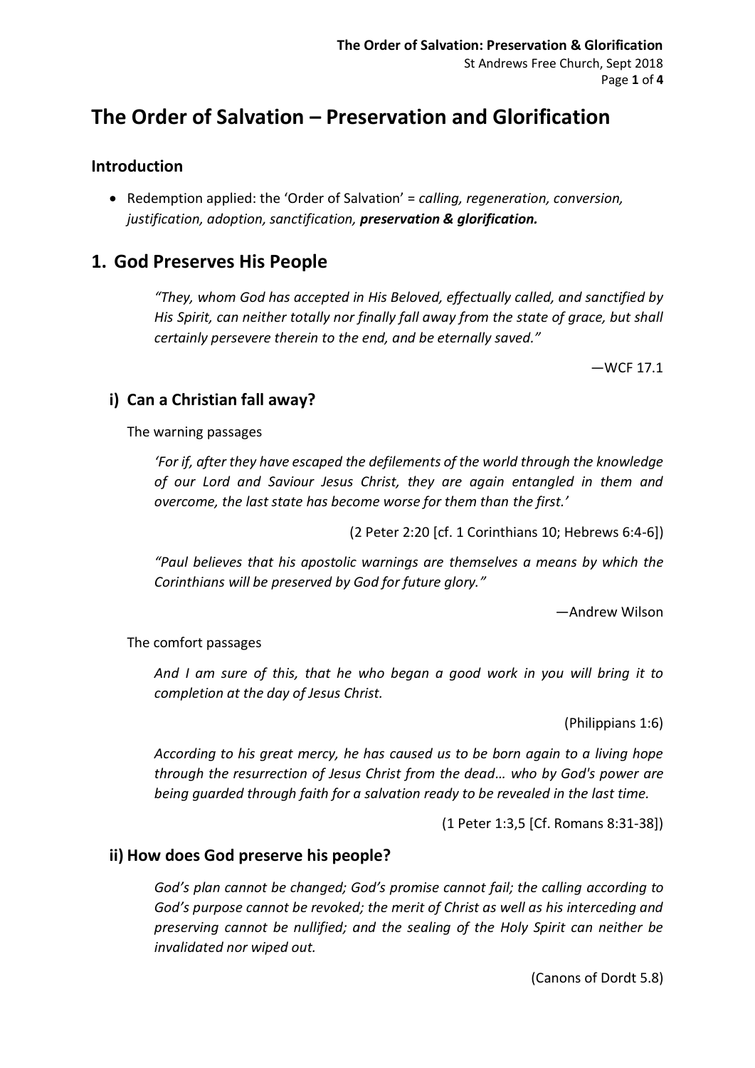# The Order of Salvation – Preservation and Glorification

## Introduction

- Redemption applied: the 'Order of Salvation' = *calling, regeneration, conversion, justification, adoption, sanctification,* ***preservation & glorification.***

## 1. God Preserves His People

> *"They, whom God has accepted in His Beloved, effectually called, and sanctified by His Spirit, can neither totally nor finally fall away from the state of grace, but shall certainly persevere therein to the end, and be eternally saved."*
>
> —WCF 17.1

### i) Can a Christian fall away?

The warning passages

> *'For if, after they have escaped the defilements of the world through the knowledge of our Lord and Saviour Jesus Christ, they are again entangled in them and overcome, the last state has become worse for them than the first.'*
>
> (2 Peter 2:20 [cf. 1 Corinthians 10; Hebrews 6:4-6])

> *"Paul believes that his apostolic warnings are themselves a means by which the Corinthians will be preserved by God for future glory."*
>
> —Andrew Wilson

The comfort passages

> *And I am sure of this, that he who began a good work in you will bring it to completion at the day of Jesus Christ.*
>
> (Philippians 1:6)

> *According to his great mercy, he has caused us to be born again to a living hope through the resurrection of Jesus Christ from the dead… who by God's power are being guarded through faith for a salvation ready to be revealed in the last time.*
>
> (1 Peter 1:3,5 [Cf. Romans 8:31-38])

### ii) How does God preserve his people?

> *God's plan cannot be changed; God's promise cannot fail; the calling according to God's purpose cannot be revoked; the merit of Christ as well as his interceding and preserving cannot be nullified; and the sealing of the Holy Spirit can neither be invalidated nor wiped out.*
>
> (Canons of Dordt 5.8)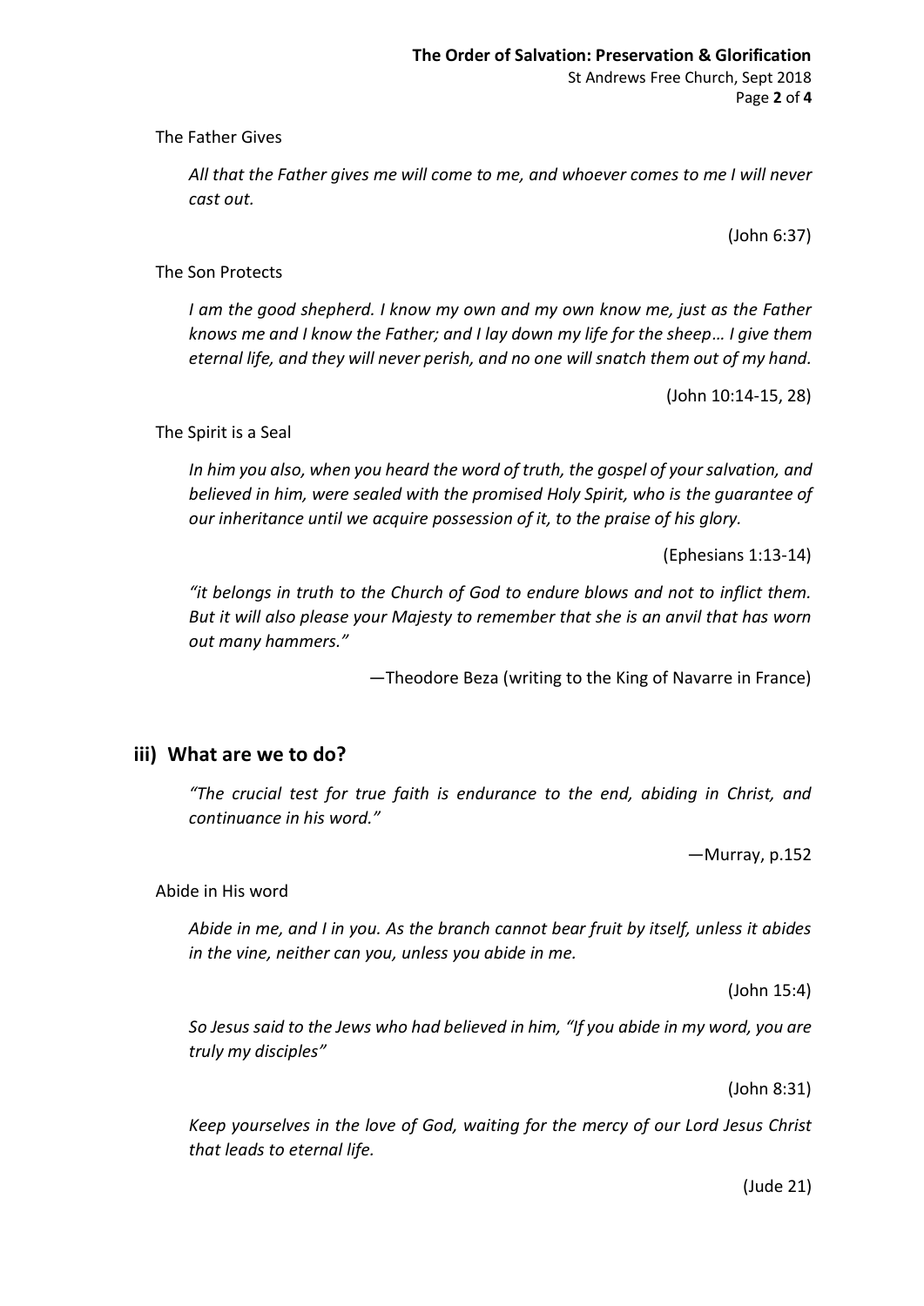The Father Gives

> *All that the Father gives me will come to me, and whoever comes to me I will never cast out.*
>
> (John 6:37)

The Son Protects

> *I am the good shepherd. I know my own and my own know me, just as the Father knows me and I know the Father; and I lay down my life for the sheep… I give them eternal life, and they will never perish, and no one will snatch them out of my hand.*
>
> (John 10:14-15, 28)

The Spirit is a Seal

> *In him you also, when you heard the word of truth, the gospel of your salvation, and believed in him, were sealed with the promised Holy Spirit, who is the guarantee of our inheritance until we acquire possession of it, to the praise of his glory.*
>
> (Ephesians 1:13-14)

> *"it belongs in truth to the Church of God to endure blows and not to inflict them. But it will also please your Majesty to remember that she is an anvil that has worn out many hammers."*
>
> —Theodore Beza (writing to the King of Navarre in France)

## iii) What are we to do?

> *"The crucial test for true faith is endurance to the end, abiding in Christ, and continuance in his word."*
>
> —Murray, p.152

Abide in His word

> *Abide in me, and I in you. As the branch cannot bear fruit by itself, unless it abides in the vine, neither can you, unless you abide in me.*
>
> (John 15:4)

> *So Jesus said to the Jews who had believed in him, "If you abide in my word, you are truly my disciples"*
>
> (John 8:31)

> *Keep yourselves in the love of God, waiting for the mercy of our Lord Jesus Christ that leads to eternal life.*
>
> (Jude 21)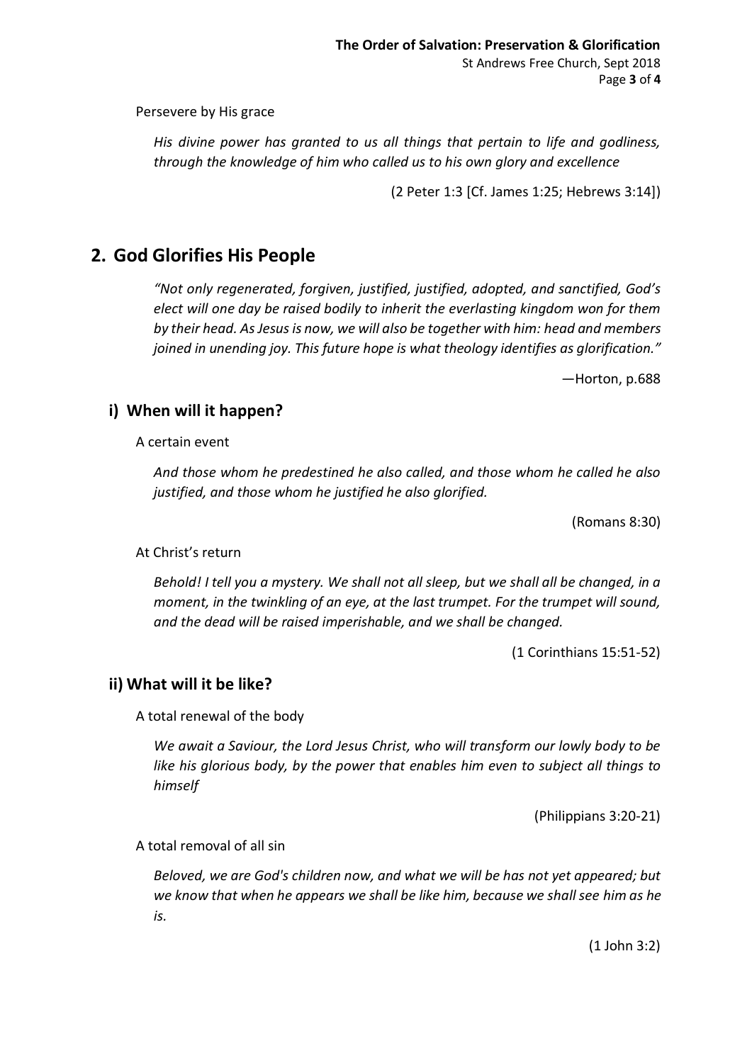Persevere by His grace

> *His divine power has granted to us all things that pertain to life and godliness, through the knowledge of him who called us to his own glory and excellence*
>
> (2 Peter 1:3 [Cf. James 1:25; Hebrews 3:14])

## 2. God Glorifies His People

> *"Not only regenerated, forgiven, justified, justified, adopted, and sanctified, God's elect will one day be raised bodily to inherit the everlasting kingdom won for them by their head. As Jesus is now, we will also be together with him: head and members joined in unending joy. This future hope is what theology identifies as glorification."*
>
> —Horton, p.688

### i) When will it happen?

A certain event

> *And those whom he predestined he also called, and those whom he called he also justified, and those whom he justified he also glorified.*
>
> (Romans 8:30)

At Christ's return

> *Behold! I tell you a mystery. We shall not all sleep, but we shall all be changed, in a moment, in the twinkling of an eye, at the last trumpet. For the trumpet will sound, and the dead will be raised imperishable, and we shall be changed.*
>
> (1 Corinthians 15:51-52)

### ii) What will it be like?

A total renewal of the body

> *We await a Saviour, the Lord Jesus Christ, who will transform our lowly body to be like his glorious body, by the power that enables him even to subject all things to himself*
>
> (Philippians 3:20-21)

A total removal of all sin

> *Beloved, we are God's children now, and what we will be has not yet appeared; but we know that when he appears we shall be like him, because we shall see him as he is.*
>
> (1 John 3:2)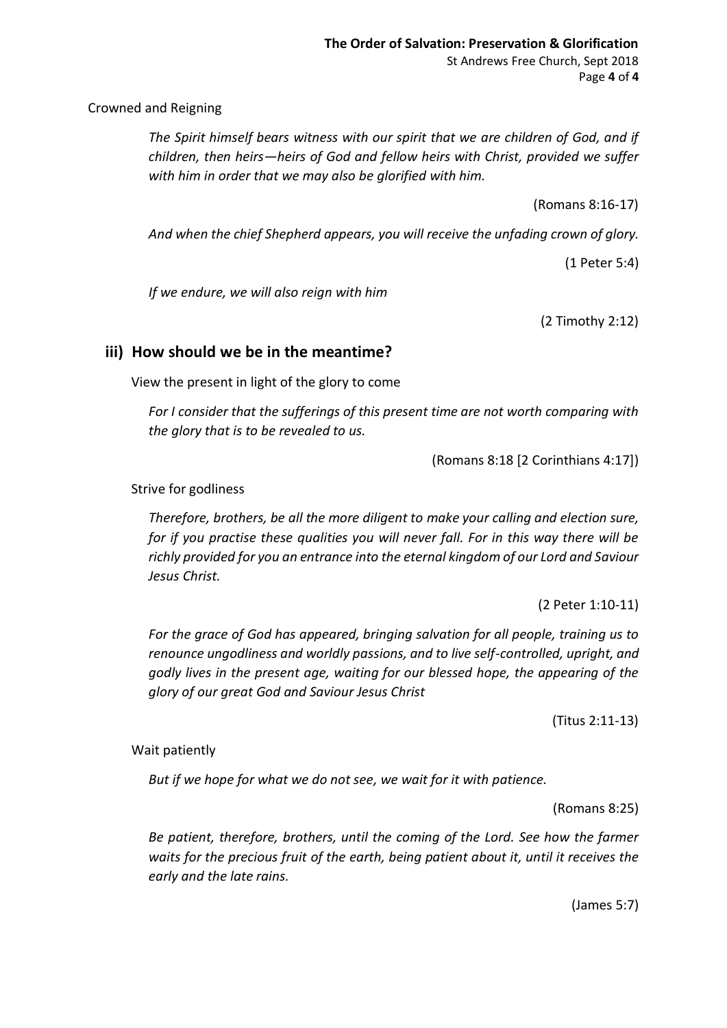Crowned and Reigning

*The Spirit himself bears witness with our spirit that we are children of God, and if children, then heirs—heirs of God and fellow heirs with Christ, provided we suffer with him in order that we may also be glorified with him.*

(Romans 8:16-17)

*And when the chief Shepherd appears, you will receive the unfading crown of glory.*

(1 Peter 5:4)

*If we endure, we will also reign with him*

(2 Timothy 2:12)

## iii) How should we be in the meantime?

View the present in light of the glory to come

*For I consider that the sufferings of this present time are not worth comparing with the glory that is to be revealed to us.*

(Romans 8:18 [2 Corinthians 4:17])

Strive for godliness

*Therefore, brothers, be all the more diligent to make your calling and election sure, for if you practise these qualities you will never fall. For in this way there will be richly provided for you an entrance into the eternal kingdom of our Lord and Saviour Jesus Christ.*

(2 Peter 1:10-11)

*For the grace of God has appeared, bringing salvation for all people, training us to renounce ungodliness and worldly passions, and to live self-controlled, upright, and godly lives in the present age, waiting for our blessed hope, the appearing of the glory of our great God and Saviour Jesus Christ*

(Titus 2:11-13)

Wait patiently

*But if we hope for what we do not see, we wait for it with patience.*

(Romans 8:25)

*Be patient, therefore, brothers, until the coming of the Lord. See how the farmer waits for the precious fruit of the earth, being patient about it, until it receives the early and the late rains.*

(James 5:7)